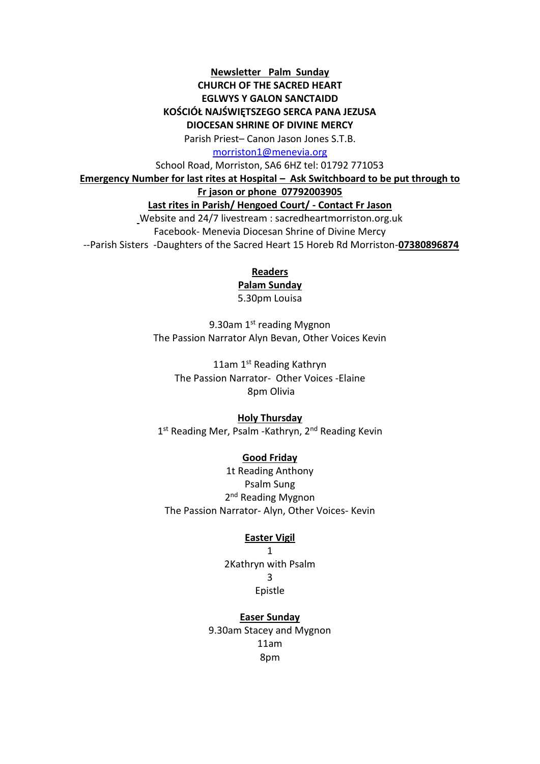**Newsletter Palm Sunday**

**CHURCH OF THE SACRED HEART**

**EGLWYS Y GALON SANCTAIDD**

**KOŚCIÓŁ NAJŚWIĘTSZEGO SERCA PANA JEZUSA**

**DIOCESAN SHRINE OF DIVINE MERCY**

Parish Priest– Canon Jason Jones S.T.B.

morriston1@menevia.org

School Road, Morriston, SA6 6HZ tel: 01792 771053

**Emergency Number for last rites at Hospital – Ask Switchboard to be put through to Fr jason or phone 07792003905**

**Last rites in Parish/ Hengoed Court/ - Contact Fr Jason**

Website and 24/7 livestream : sacredheartmorriston.org.uk

Facebook- Menevia Diocesan Shrine of Divine Mercy

--Parish Sisters -Daughters of the Sacred Heart 15 Horeb Rd Morriston-**07380896874**

**Readers**

**Palam Sunday**

5.30pm Louisa

9.30am 1st reading Mygnon

The Passion Narrator Alyn Bevan, Other Voices Kevin

11am 1st Reading Kathryn

The Passion Narrator- Other Voices -Elaine

8pm Olivia

**Holy Thursday**

1st Reading Mer, Psalm -Kathryn, 2nd Reading Kevin

**Good Friday**

1t Reading Anthony

Psalm Sung

2nd Reading Mygnon

The Passion Narrator- Alyn, Other Voices- Kevin

**Easter Vigil**

1

2Kathryn with Psalm

3

Epistle

**Easer Sunday**

9.30am Stacey and Mygnon

11am

8pm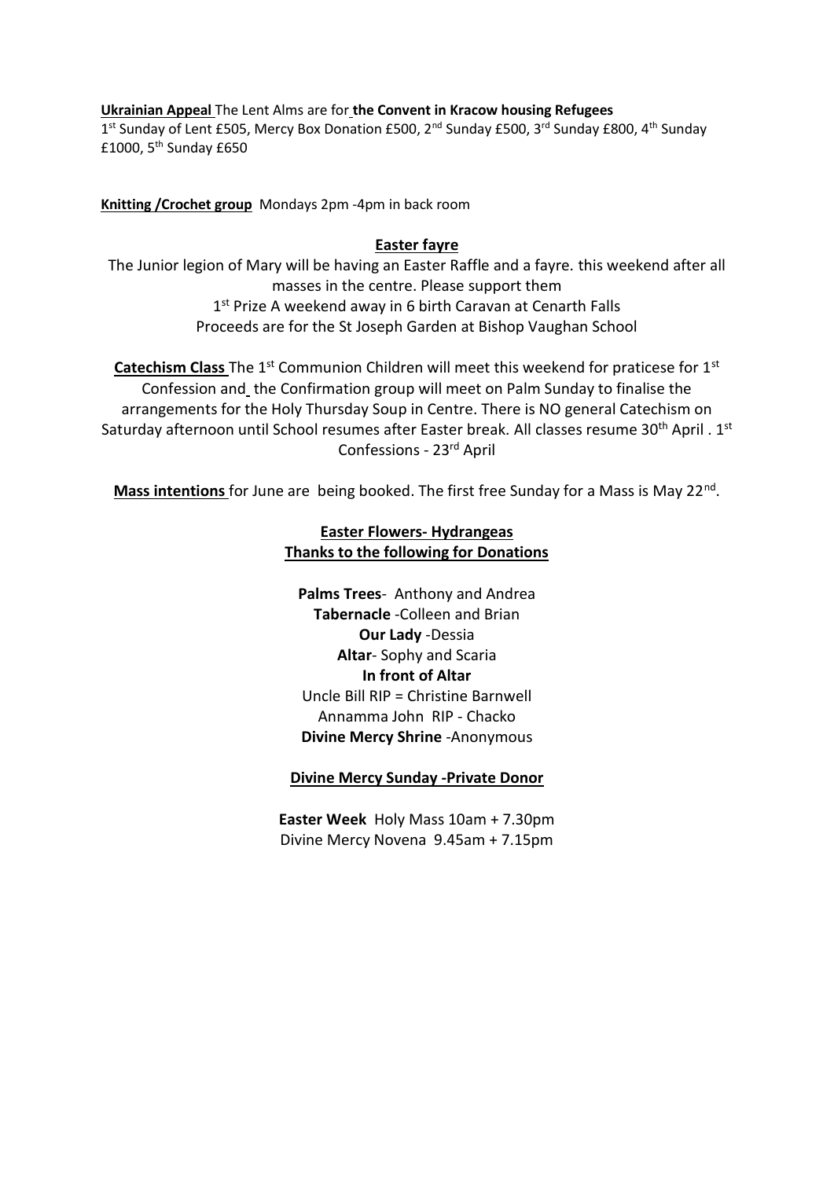**Ukrainian Appeal** The Lent Alms are for **the Convent in Kracow housing Refugees**
1st Sunday of Lent £505, Mercy Box Donation £500, 2nd Sunday £500, 3rd Sunday £800, 4th Sunday £1000, 5th Sunday £650

**Knitting /Crochet group** Mondays 2pm -4pm in back room

**Easter fayre**

The Junior legion of Mary will be having an Easter Raffle and a fayre. this weekend after all masses in the centre. Please support them
1st Prize A weekend away in 6 birth Caravan at Cenarth Falls
Proceeds are for the St Joseph Garden at Bishop Vaughan School

**Catechism Class** The 1st Communion Children will meet this weekend for praticese for 1st Confession and the Confirmation group will meet on Palm Sunday to finalise the arrangements for the Holy Thursday Soup in Centre. There is NO general Catechism on Saturday afternoon until School resumes after Easter break. All classes resume 30th April . 1st Confessions - 23rd April

**Mass intentions** for June are being booked. The first free Sunday for a Mass is May 22nd.

**Easter Flowers- Hydrangeas**
**Thanks to the following for Donations**

**Palms Trees**- Anthony and Andrea
**Tabernacle** -Colleen and Brian
**Our Lady** -Dessia
**Altar**- Sophy and Scaria
**In front of Altar**
Uncle Bill RIP = Christine Barnwell
Annamma John RIP - Chacko
**Divine Mercy Shrine** -Anonymous

**Divine Mercy Sunday -Private Donor**

**Easter Week** Holy Mass 10am + 7.30pm
Divine Mercy Novena 9.45am + 7.15pm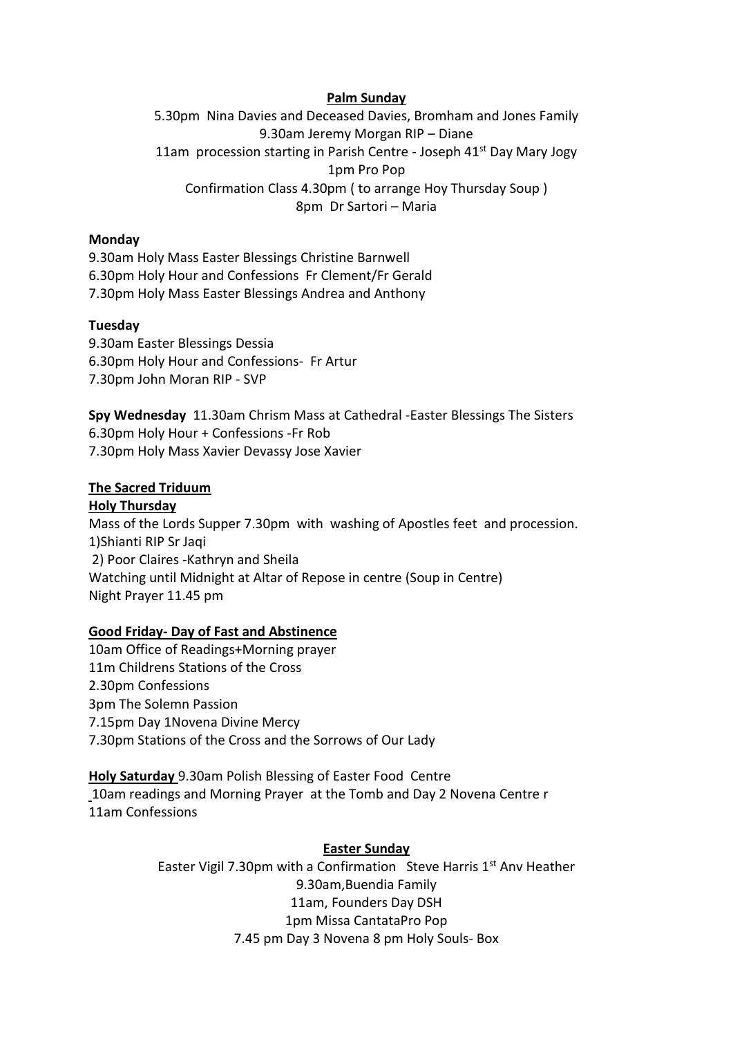**Palm Sunday**

5.30pm Nina Davies and Deceased Davies, Bromham and Jones Family
9.30am Jeremy Morgan RIP – Diane
11am procession starting in Parish Centre - Joseph 41st Day Mary Jogy
1pm Pro Pop
Confirmation Class 4.30pm ( to arrange Hoy Thursday Soup )
8pm Dr Sartori – Maria

**Monday**

9.30am Holy Mass Easter Blessings Christine Barnwell
6.30pm Holy Hour and Confessions Fr Clement/Fr Gerald
7.30pm Holy Mass Easter Blessings Andrea and Anthony

**Tuesday**

9.30am Easter Blessings Dessia
6.30pm Holy Hour and Confessions- Fr Artur
7.30pm John Moran RIP - SVP

**Spy Wednesday** 11.30am Chrism Mass at Cathedral -Easter Blessings The Sisters
6.30pm Holy Hour + Confessions -Fr Rob
7.30pm Holy Mass Xavier Devassy Jose Xavier

**The Sacred Triduum**

**Holy Thursday**

Mass of the Lords Supper 7.30pm with washing of Apostles feet and procession.
1)Shianti RIP Sr Jaqi
2) Poor Claires -Kathryn and Sheila
Watching until Midnight at Altar of Repose in centre (Soup in Centre)
Night Prayer 11.45 pm

**Good Friday- Day of Fast and Abstinence**

10am Office of Readings+Morning prayer
11m Childrens Stations of the Cross
2.30pm Confessions
3pm The Solemn Passion
7.15pm Day 1Novena Divine Mercy
7.30pm Stations of the Cross and the Sorrows of Our Lady

**Holy Saturday** 9.30am Polish Blessing of Easter Food Centre
10am readings and Morning Prayer at the Tomb and Day 2 Novena Centre r
11am Confessions

**Easter Sunday**

Easter Vigil 7.30pm with a Confirmation Steve Harris 1st Anv Heather
9.30am,Buendia Family
11am, Founders Day DSH
1pm Missa CantataPro Pop
7.45 pm Day 3 Novena 8 pm Holy Souls- Box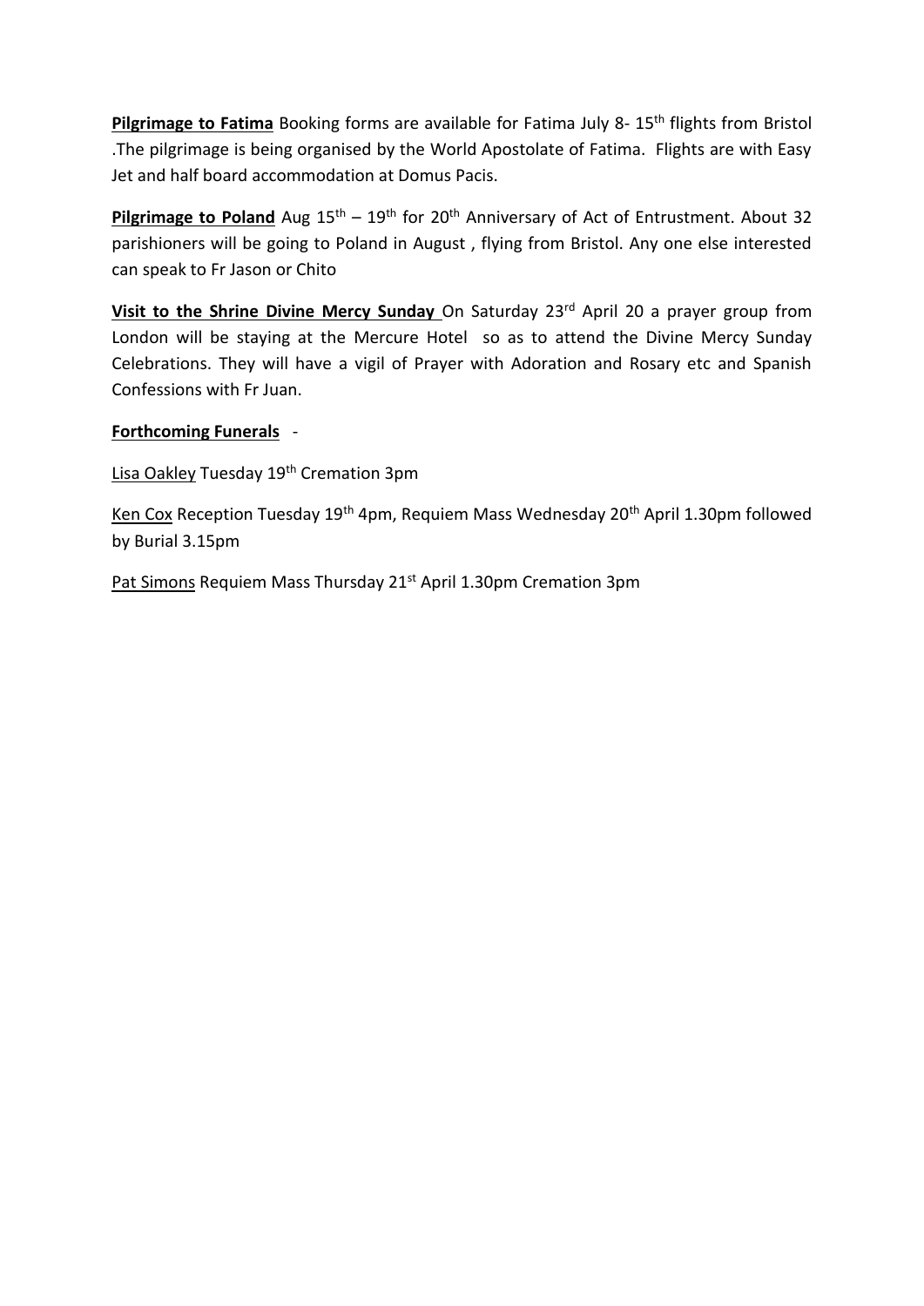**Pilgrimage to Fatima** Booking forms are available for Fatima July 8- 15th flights from Bristol .The pilgrimage is being organised by the World Apostolate of Fatima. Flights are with Easy Jet and half board accommodation at Domus Pacis.

**Pilgrimage to Poland** Aug 15th – 19th for 20th Anniversary of Act of Entrustment. About 32 parishioners will be going to Poland in August , flying from Bristol. Any one else interested can speak to Fr Jason or Chito

**Visit to the Shrine Divine Mercy Sunday** On Saturday 23rd April 20 a prayer group from London will be staying at the Mercure Hotel so as to attend the Divine Mercy Sunday Celebrations. They will have a vigil of Prayer with Adoration and Rosary etc and Spanish Confessions with Fr Juan.

**Forthcoming Funerals** -

Lisa Oakley Tuesday 19th Cremation 3pm

Ken Cox Reception Tuesday 19th 4pm, Requiem Mass Wednesday 20th April 1.30pm followed by Burial 3.15pm

Pat Simons Requiem Mass Thursday 21st April 1.30pm Cremation 3pm